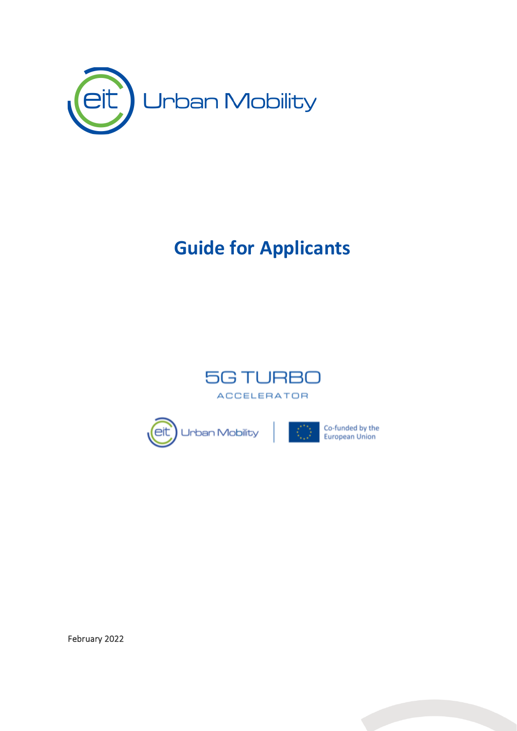eit Urban Mobility

# Guide for Applicants

5G TURBO

ACCELERATOR

eit Urban Mobility | Co-funded by the European Union

February 2022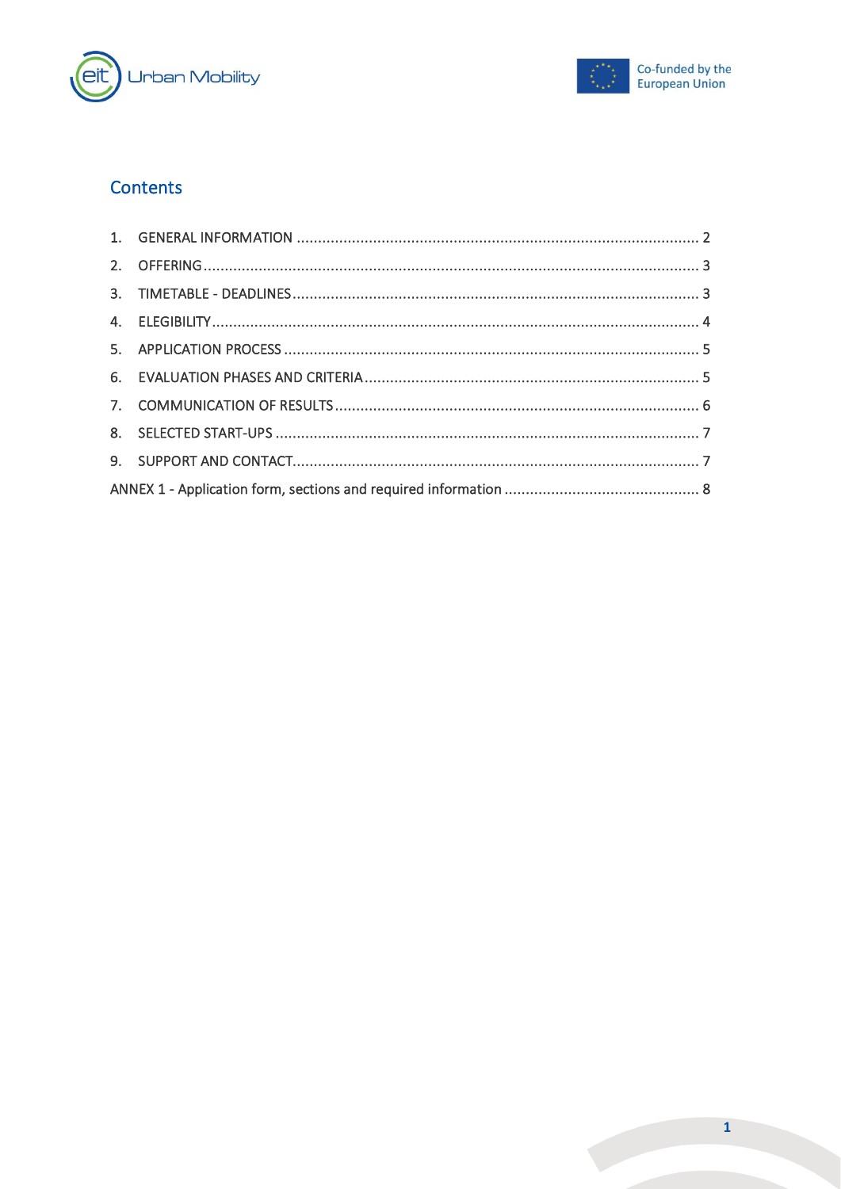## Contents

1. GENERAL INFORMATION ........ 2
2. OFFERING ........ 3
3. TIMETABLE - DEADLINES ........ 3
4. ELEGIBILITY ........ 4
5. APPLICATION PROCESS ........ 5
6. EVALUATION PHASES AND CRITERIA ........ 5
7. COMMUNICATION OF RESULTS ........ 6
8. SELECTED START-UPS ........ 7
9. SUPPORT AND CONTACT ........ 7

ANNEX 1 - Application form, sections and required information ........ 8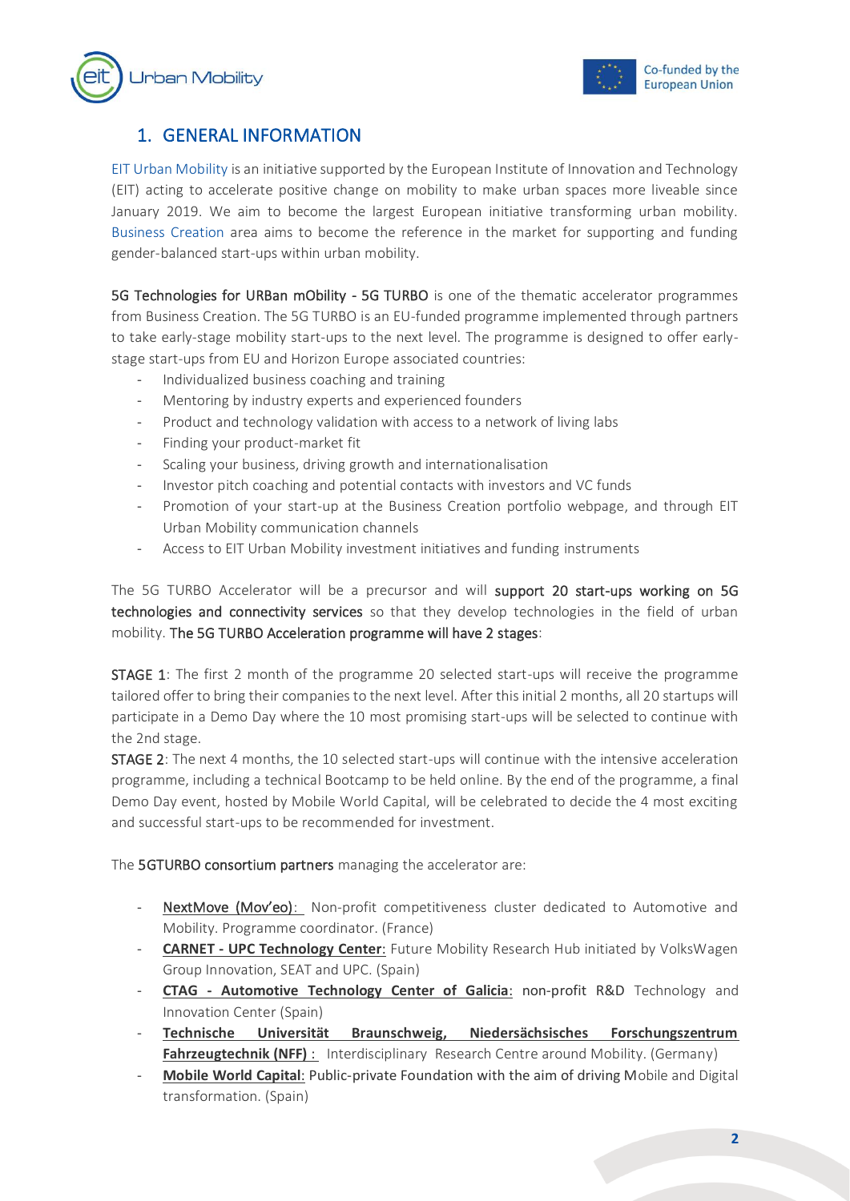## 1. GENERAL INFORMATION

EIT Urban Mobility is an initiative supported by the European Institute of Innovation and Technology (EIT) acting to accelerate positive change on mobility to make urban spaces more liveable since January 2019. We aim to become the largest European initiative transforming urban mobility. Business Creation area aims to become the reference in the market for supporting and funding gender-balanced start-ups within urban mobility.

**5G Technologies for URBan mObility - 5G TURBO** is one of the thematic accelerator programmes from Business Creation. The 5G TURBO is an EU-funded programme implemented through partners to take early-stage mobility start-ups to the next level. The programme is designed to offer early-stage start-ups from EU and Horizon Europe associated countries:

- Individualized business coaching and training
- Mentoring by industry experts and experienced founders
- Product and technology validation with access to a network of living labs
- Finding your product-market fit
- Scaling your business, driving growth and internationalisation
- Investor pitch coaching and potential contacts with investors and VC funds
- Promotion of your start-up at the Business Creation portfolio webpage, and through EIT Urban Mobility communication channels
- Access to EIT Urban Mobility investment initiatives and funding instruments

The 5G TURBO Accelerator will be a precursor and will **support 20 start-ups working on 5G technologies and connectivity services** so that they develop technologies in the field of urban mobility. **The 5G TURBO Acceleration programme will have 2 stages**:

**STAGE 1**: The first 2 month of the programme 20 selected start-ups will receive the programme tailored offer to bring their companies to the next level. After this initial 2 months, all 20 startups will participate in a Demo Day where the 10 most promising start-ups will be selected to continue with the 2nd stage.

**STAGE 2**: The next 4 months, the 10 selected start-ups will continue with the intensive acceleration programme, including a technical Bootcamp to be held online. By the end of the programme, a final Demo Day event, hosted by Mobile World Capital, will be celebrated to decide the 4 most exciting and successful start-ups to be recommended for investment.

The **5GTURBO consortium partners** managing the accelerator are:

- **NextMove (Mov'eo)**: Non-profit competitiveness cluster dedicated to Automotive and Mobility. Programme coordinator. (France)
- **CARNET - UPC Technology Center**: Future Mobility Research Hub initiated by VolksWagen Group Innovation, SEAT and UPC. (Spain)
- **CTAG - Automotive Technology Center of Galicia**: non-profit R&D Technology and Innovation Center (Spain)
- **Technische Universität Braunschweig, Niedersächsisches Forschungszentrum Fahrzeugtechnik (NFF)**: Interdisciplinary Research Centre around Mobility. (Germany)
- **Mobile World Capital**: Public-private Foundation with the aim of driving Mobile and Digital transformation. (Spain)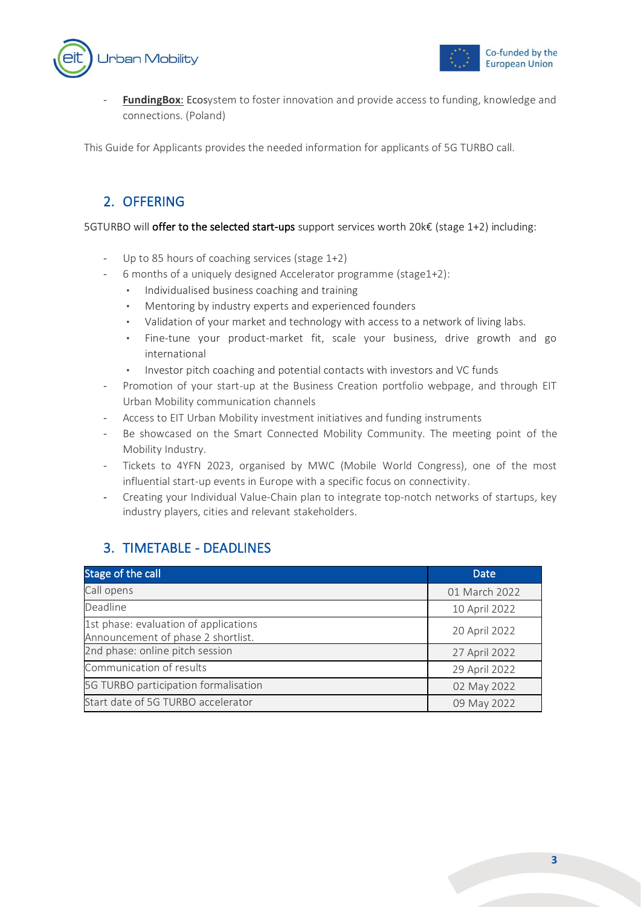- **FundingBox**: Ecosystem to foster innovation and provide access to funding, knowledge and connections. (Poland)

This Guide for Applicants provides the needed information for applicants of 5G TURBO call.

## 2. OFFERING

5GTURBO will **offer to the selected start-ups** support services worth 20k€ (stage 1+2) including:

- Up to 85 hours of coaching services (stage 1+2)
- 6 months of a uniquely designed Accelerator programme (stage1+2):
  - Individualised business coaching and training
  - Mentoring by industry experts and experienced founders
  - Validation of your market and technology with access to a network of living labs.
  - Fine-tune your product-market fit, scale your business, drive growth and go international
  - Investor pitch coaching and potential contacts with investors and VC funds
- Promotion of your start-up at the Business Creation portfolio webpage, and through EIT Urban Mobility communication channels
- Access to EIT Urban Mobility investment initiatives and funding instruments
- Be showcased on the Smart Connected Mobility Community. The meeting point of the Mobility Industry.
- Tickets to 4YFN 2023, organised by MWC (Mobile World Congress), one of the most influential start-up events in Europe with a specific focus on connectivity.
- Creating your Individual Value-Chain plan to integrate top-notch networks of startups, key industry players, cities and relevant stakeholders.

## 3. TIMETABLE - DEADLINES

| Stage of the call | Date |
|---|---|
| Call opens | 01 March 2022 |
| Deadline | 10 April 2022 |
| 1st phase: evaluation of applications<br>Announcement of phase 2 shortlist. | 20 April 2022 |
| 2nd phase: online pitch session | 27 April 2022 |
| Communication of results | 29 April 2022 |
| 5G TURBO participation formalisation | 02 May 2022 |
| Start date of 5G TURBO accelerator | 09 May 2022 |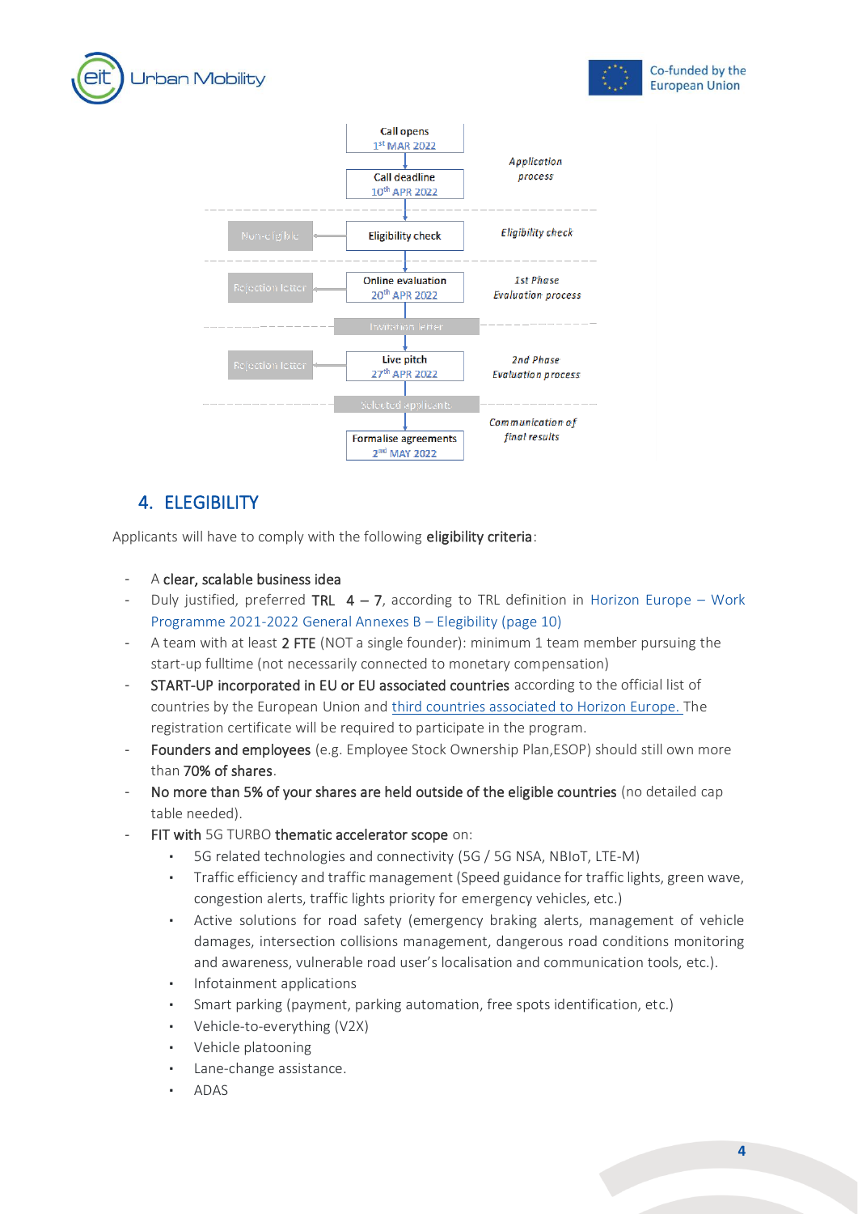Call opens
1st MAR 2022

Call deadline
10th APR 2022

*Application process*

Non-eligible ← Eligibility check — *Eligibility check*

Rejection letter ← Online evaluation 20th APR 2022 — *1st Phase Evaluation process*

Invitation letter

Rejection letter ← Live pitch 27th APR 2022 — *2nd Phase Evaluation process*

Selected applicants

Formalise agreements 2nd MAY 2022 — *Communication of final results*

## 4. ELEGIBILITY

Applicants will have to comply with the following **eligibility criteria**:

- A **clear, scalable business idea**
- Duly justified, preferred **TRL** 4 – 7, according to TRL definition in Horizon Europe – Work Programme 2021-2022 General Annexes B – Eligibility (page 10)
- A team with at least **2 FTE** (NOT a single founder): minimum 1 team member pursuing the start-up fulltime (not necessarily connected to monetary compensation)
- **START-UP incorporated in EU or EU associated countries** according to the official list of countries by the European Union and third countries associated to Horizon Europe. The registration certificate will be required to participate in the program.
- **Founders and employees** (e.g. Employee Stock Ownership Plan,ESOP) should still own more than **70% of shares**.
- **No more than 5% of your shares are held outside of the eligible countries** (no detailed cap table needed).
- **FIT with** 5G TURBO **thematic accelerator scope** on:
  - 5G related technologies and connectivity (5G / 5G NSA, NBIoT, LTE-M)
  - Traffic efficiency and traffic management (Speed guidance for traffic lights, green wave, congestion alerts, traffic lights priority for emergency vehicles, etc.)
  - Active solutions for road safety (emergency braking alerts, management of vehicle damages, intersection collisions management, dangerous road conditions monitoring and awareness, vulnerable road user's localisation and communication tools, etc.).
  - Infotainment applications
  - Smart parking (payment, parking automation, free spots identification, etc.)
  - Vehicle-to-everything (V2X)
  - Vehicle platooning
  - Lane-change assistance.
  - ADAS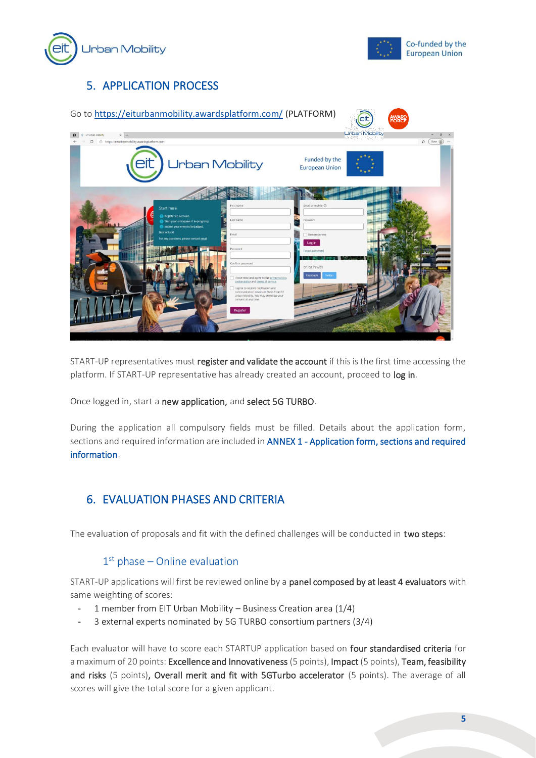## 5. APPLICATION PROCESS

Go to [https://eiturbanmobility.awardsplatform.com/](https://eiturbanmobility.awardsplatform.com/) (PLATFORM)

START-UP representatives must **register and validate the account** if this is the first time accessing the platform. If START-UP representative has already created an account, proceed to **log in**.

Once logged in, start a **new application,** and **select 5G TURBO**.

During the application all compulsory fields must be filled. Details about the application form, sections and required information are included in **ANNEX 1 - Application form, sections and required information**.

## 6. EVALUATION PHASES AND CRITERIA

The evaluation of proposals and fit with the defined challenges will be conducted in **two steps**:

### 1st phase – Online evaluation

START-UP applications will first be reviewed online by a **panel composed by at least 4 evaluators** with same weighting of scores:

- 1 member from EIT Urban Mobility – Business Creation area (1/4)
- 3 external experts nominated by 5G TURBO consortium partners (3/4)

Each evaluator will have to score each STARTUP application based on **four standardised criteria** for a maximum of 20 points: **Excellence and Innovativeness** (5 points), **Impact** (5 points), **Team, feasibility and risks** (5 points)**, Overall merit and fit with 5GTurbo accelerator** (5 points). The average of all scores will give the total score for a given applicant.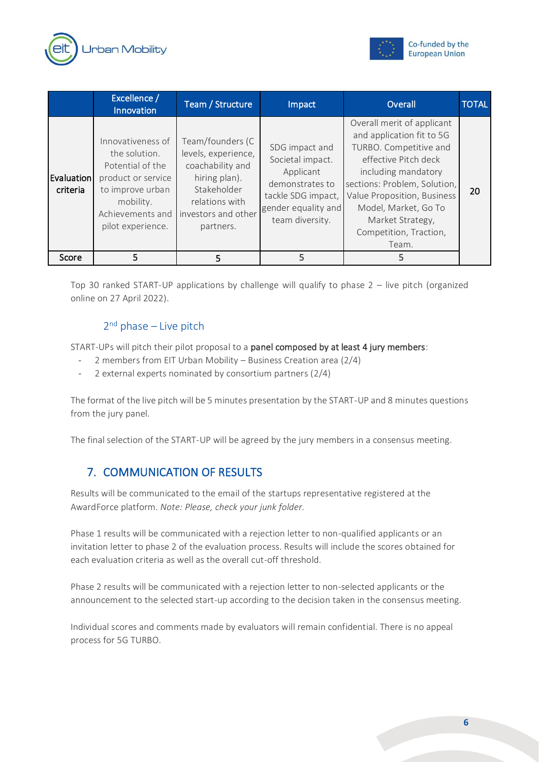| | Excellence / Innovation | Team / Structure | Impact | Overall | TOTAL |
|---|---|---|---|---|---|
| Evaluation criteria | Innovativeness of the solution. Potential of the product or service to improve urban mobility. Achievements and pilot experience. | Team/founders (C levels, experience, coachability and hiring plan). Stakeholder relations with investors and other partners. | SDG impact and Societal impact. Applicant demonstrates to tackle SDG impact, gender equality and team diversity. | Overall merit of applicant and application fit to 5G TURBO. Competitive and effective Pitch deck including mandatory sections: Problem, Solution, Value Proposition, Business Model, Market, Go To Market Strategy, Competition, Traction, Team. | 20 |
| Score | 5 | 5 | 5 | 5 | |

Top 30 ranked START-UP applications by challenge will qualify to phase 2 – live pitch (organized online on 27 April 2022).

### 2nd phase – Live pitch

START-UPs will pitch their pilot proposal to a **panel composed by at least 4 jury members**:

- 2 members from EIT Urban Mobility – Business Creation area (2/4)
- 2 external experts nominated by consortium partners (2/4)

The format of the live pitch will be 5 minutes presentation by the START-UP and 8 minutes questions from the jury panel.

The final selection of the START-UP will be agreed by the jury members in a consensus meeting.

## 7. COMMUNICATION OF RESULTS

Results will be communicated to the email of the startups representative registered at the AwardForce platform. *Note: Please, check your junk folder.*

Phase 1 results will be communicated with a rejection letter to non-qualified applicants or an invitation letter to phase 2 of the evaluation process. Results will include the scores obtained for each evaluation criteria as well as the overall cut-off threshold.

Phase 2 results will be communicated with a rejection letter to non-selected applicants or the announcement to the selected start-up according to the decision taken in the consensus meeting.

Individual scores and comments made by evaluators will remain confidential. There is no appeal process for 5G TURBO.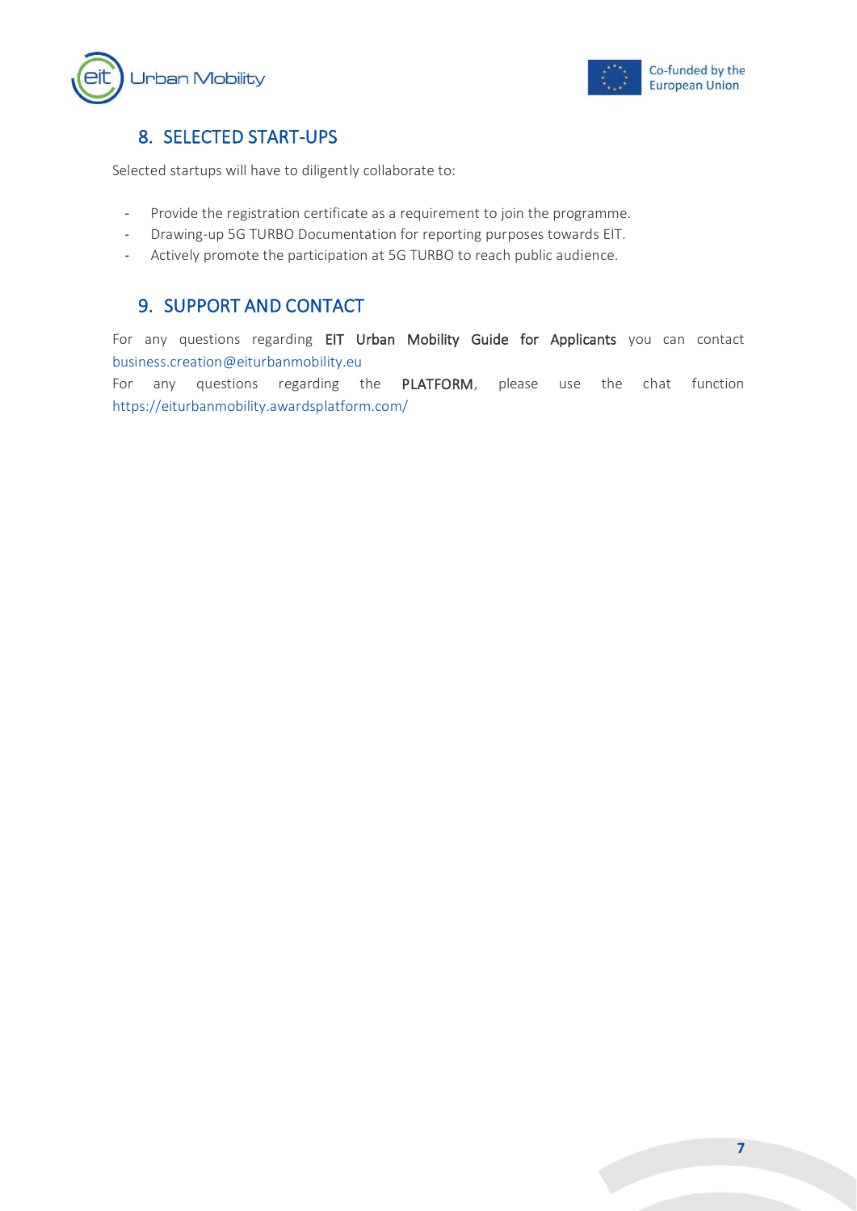## 8. SELECTED START-UPS

Selected startups will have to diligently collaborate to:

- Provide the registration certificate as a requirement to join the programme.
- Drawing-up 5G TURBO Documentation for reporting purposes towards EIT.
- Actively promote the participation at 5G TURBO to reach public audience.

## 9. SUPPORT AND CONTACT

For any questions regarding **EIT Urban Mobility Guide for Applicants** you can contact business.creation@eiturbanmobility.eu

For any questions regarding the **PLATFORM**, please use the chat function https://eiturbanmobility.awardsplatform.com/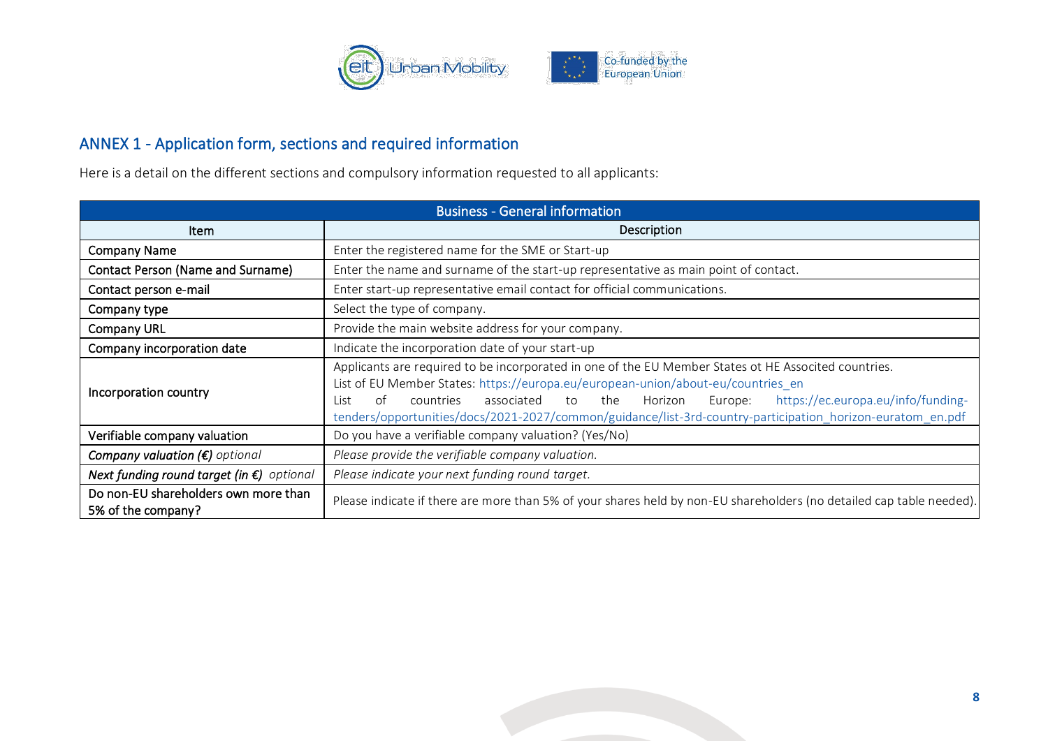## ANNEX 1 - Application form, sections and required information

Here is a detail on the different sections and compulsory information requested to all applicants:

| Business - General information | |
|---|---|
| **Item** | **Description** |
| Company Name | Enter the registered name for the SME or Start-up |
| Contact Person (Name and Surname) | Enter the name and surname of the start-up representative as main point of contact. |
| Contact person e-mail | Enter start-up representative email contact for official communications. |
| Company type | Select the type of company. |
| Company URL | Provide the main website address for your company. |
| Company incorporation date | Indicate the incorporation date of your start-up |
| Incorporation country | Applicants are required to be incorporated in one of the EU Member States ot HE Associted countries. List of EU Member States: https://europa.eu/european-union/about-eu/countries_en List of countries associated to the Horizon Europe: https://ec.europa.eu/info/funding-tenders/opportunities/docs/2021-2027/common/guidance/list-3rd-country-participation_horizon-euratom_en.pdf |
| Verifiable company valuation | Do you have a verifiable company valuation? (Yes/No) |
| *Company valuation (€) optional* | *Please provide the verifiable company valuation.* |
| *Next funding round target (in €) optional* | *Please indicate your next funding round target.* |
| Do non-EU shareholders own more than 5% of the company? | Please indicate if there are more than 5% of your shares held by non-EU shareholders (no detailed cap table needed). |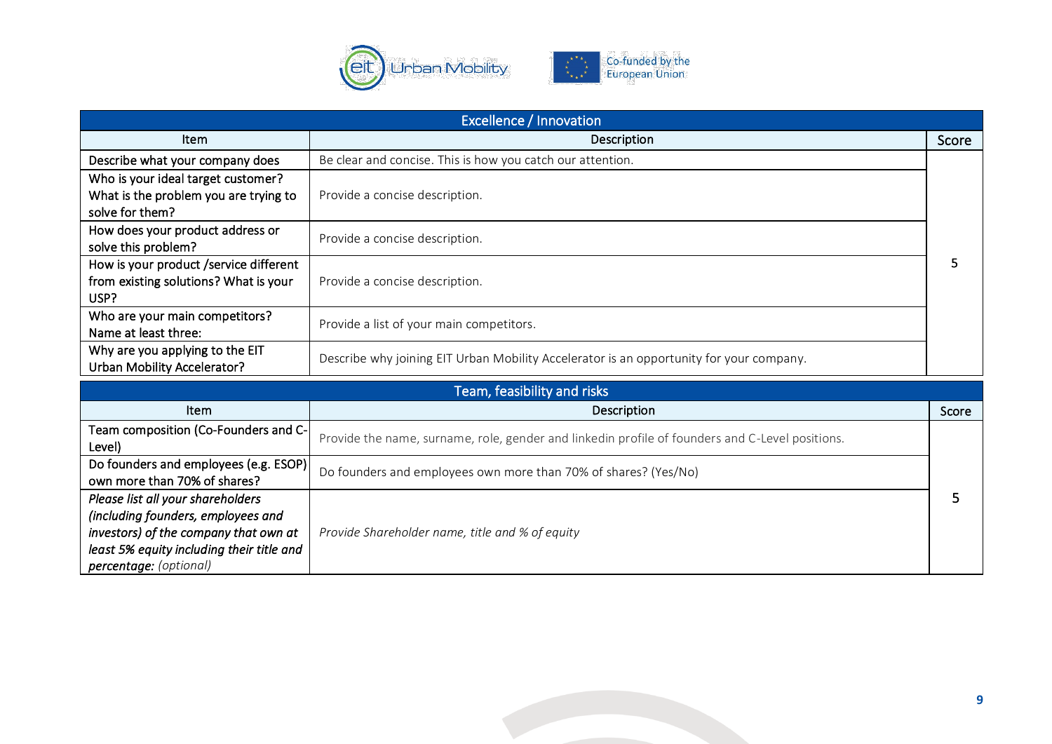| Excellence / Innovation | | |
|---|---|---|
| **Item** | **Description** | **Score** |
| Describe what your company does | Be clear and concise. This is how you catch our attention. | 5 |
| Who is your ideal target customer? What is the problem you are trying to solve for them? | Provide a concise description. | |
| How does your product address or solve this problem? | Provide a concise description. | |
| How is your product /service different from existing solutions? What is your USP? | Provide a concise description. | |
| Who are your main competitors? Name at least three: | Provide a list of your main competitors. | |
| Why are you applying to the EIT Urban Mobility Accelerator? | Describe why joining EIT Urban Mobility Accelerator is an opportunity for your company. | |

| Team, feasibility and risks | | |
|---|---|---|
| **Item** | **Description** | **Score** |
| Team composition (Co-Founders and C-Level) | Provide the name, surname, role, gender and linkedin profile of founders and C-Level positions. | 5 |
| Do founders and employees (e.g. ESOP) own more than 70% of shares? | Do founders and employees own more than 70% of shares? (Yes/No) | |
| *Please list all your shareholders (including founders, employees and investors) of the company that own at least 5% equity including their title and percentage:* (optional) | *Provide Shareholder name, title and % of equity* | |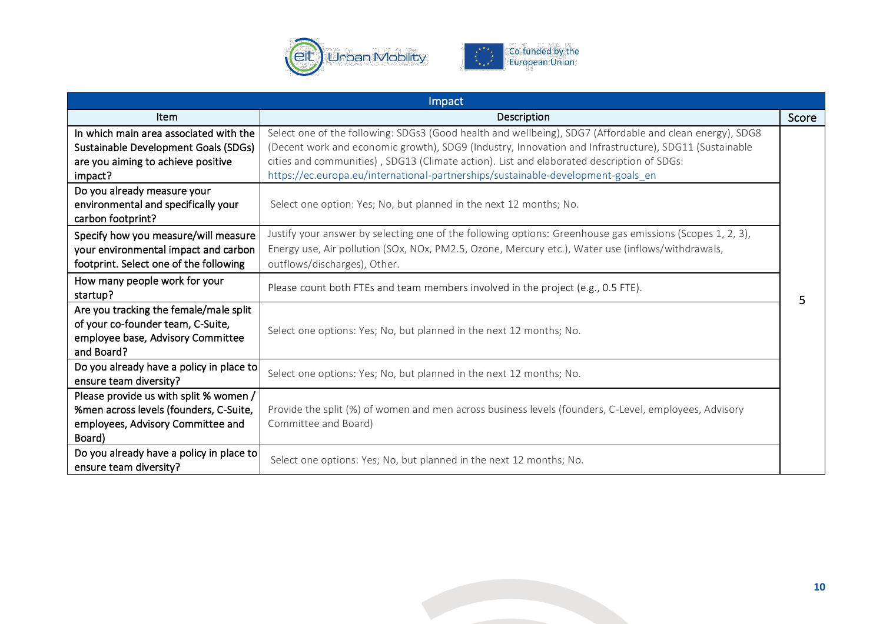| Impact | | |
|---|---|---|
| Item | Description | Score |
| In which main area associated with the Sustainable Development Goals (SDGs) are you aiming to achieve positive impact? | Select one of the following: SDGs3 (Good health and wellbeing), SDG7 (Affordable and clean energy), SDG8 (Decent work and economic growth), SDG9 (Industry, Innovation and Infrastructure), SDG11 (Sustainable cities and communities) , SDG13 (Climate action). List and elaborated description of SDGs: https://ec.europa.eu/international-partnerships/sustainable-development-goals_en | 5 |
| Do you already measure your environmental and specifically your carbon footprint? | Select one option: Yes; No, but planned in the next 12 months; No. | |
| Specify how you measure/will measure your environmental impact and carbon footprint. Select one of the following | Justify your answer by selecting one of the following options: Greenhouse gas emissions (Scopes 1, 2, 3), Energy use, Air pollution (SOx, NOx, PM2.5, Ozone, Mercury etc.), Water use (inflows/withdrawals, outflows/discharges), Other. | |
| How many people work for your startup? | Please count both FTEs and team members involved in the project (e.g., 0.5 FTE). | |
| Are you tracking the female/male split of your co-founder team, C-Suite, employee base, Advisory Committee and Board? | Select one options: Yes; No, but planned in the next 12 months; No. | |
| Do you already have a policy in place to ensure team diversity? | Select one options: Yes; No, but planned in the next 12 months; No. | |
| Please provide us with split % women / %men across levels (founders, C-Suite, employees, Advisory Committee and Board) | Provide the split (%) of women and men across business levels (founders, C-Level, employees, Advisory Committee and Board) | |
| Do you already have a policy in place to ensure team diversity? | Select one options: Yes; No, but planned in the next 12 months; No. | |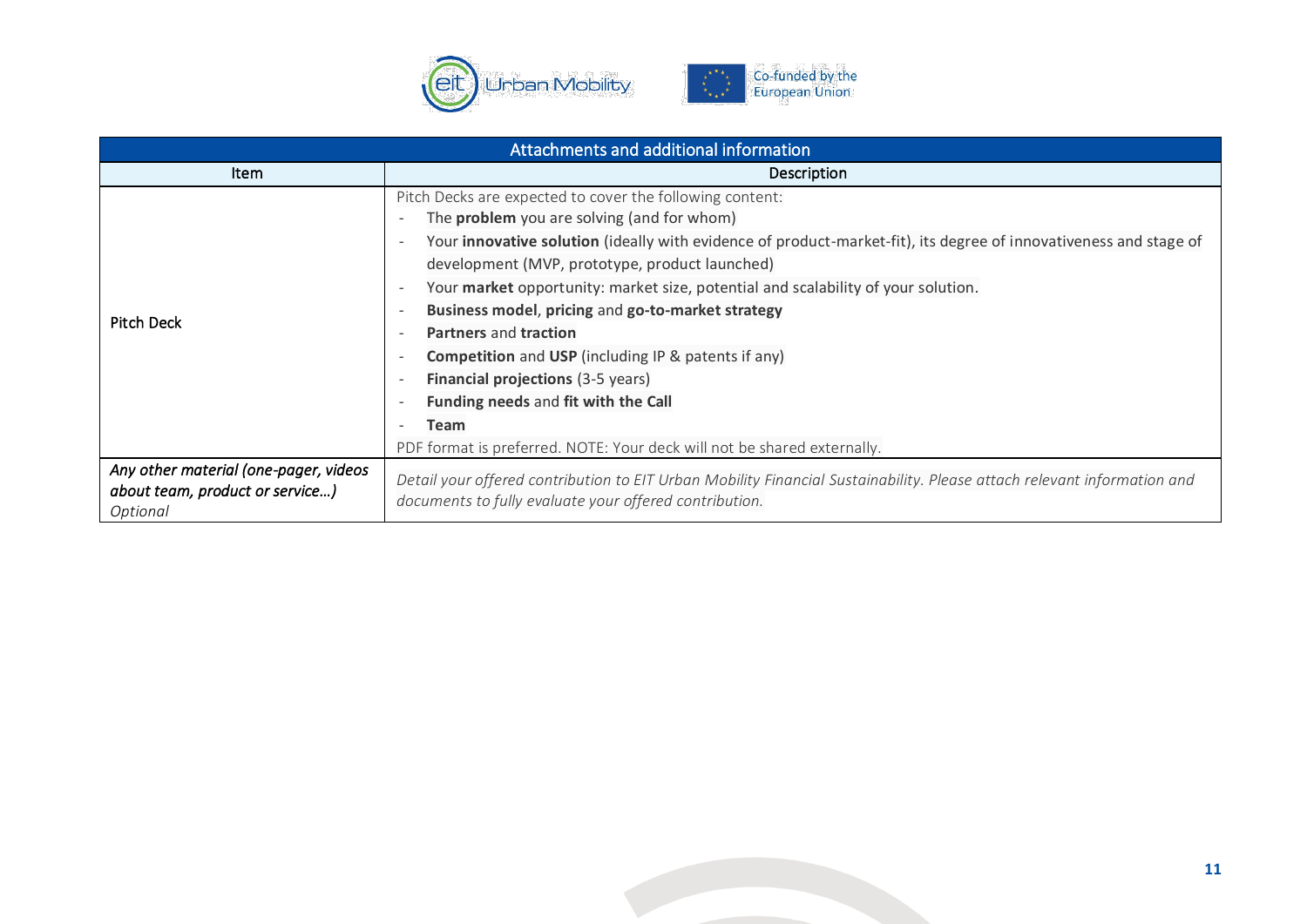| Attachments and additional information | |
|---|---|
| Item | Description |
| Pitch Deck | Pitch Decks are expected to cover the following content:<br>- The **problem** you are solving (and for whom)<br>- Your **innovative solution** (ideally with evidence of product-market-fit), its degree of innovativeness and stage of development (MVP, prototype, product launched)<br>- Your **market** opportunity: market size, potential and scalability of your solution.<br>- **Business model**, **pricing** and **go-to-market strategy**<br>- **Partners** and **traction**<br>- **Competition** and **USP** (including IP & patents if any)<br>- **Financial projections** (3-5 years)<br>- **Funding needs** and **fit with the Call**<br>- **Team**<br>PDF format is preferred. NOTE: Your deck will not be shared externally. |
| *Any other material (one-pager, videos about team, product or service…)*<br>*Optional* | *Detail your offered contribution to EIT Urban Mobility Financial Sustainability. Please attach relevant information and documents to fully evaluate your offered contribution.* |